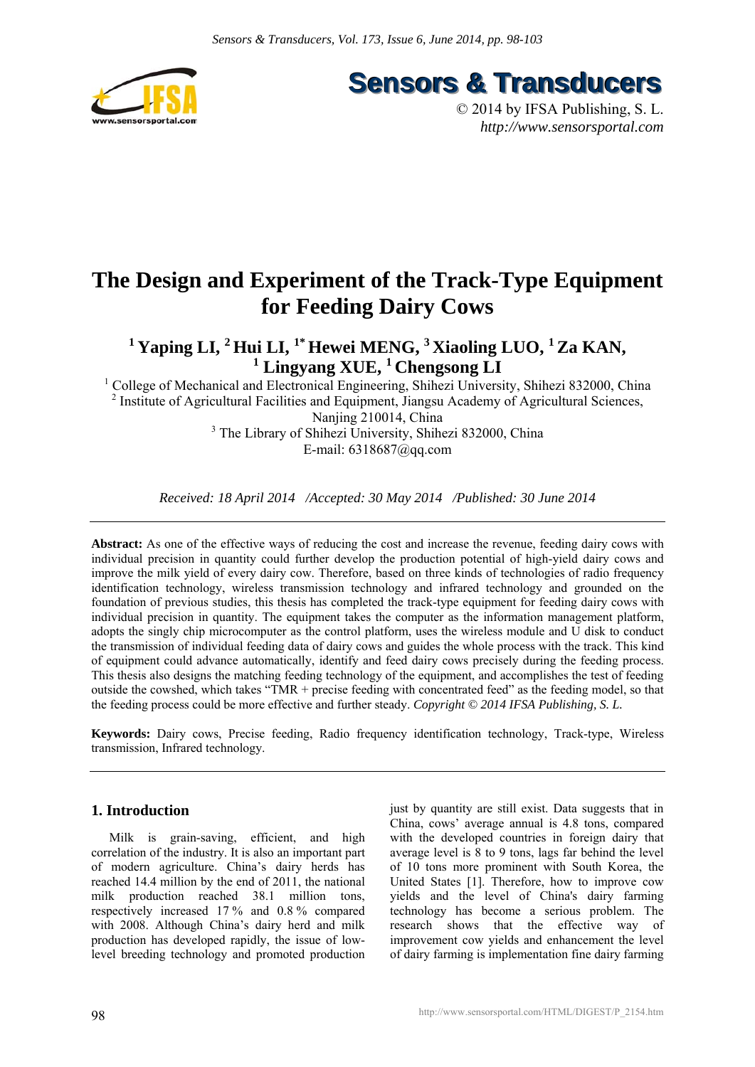# The Design and Experiment of the Track-Type Equipment for Feeding Dairy Cows

**[1] Yaping LI, [2] Hui LI, [1*] Hewei MENG, [3] Xiaoling LUO, [1] Za KAN, [1] Lingyang XUE, [1] Chengsong LI**

[1] College of Mechanical and Electronical Engineering, Shihezi University, Shihezi 832000, China
[2] Institute of Agricultural Facilities and Equipment, Jiangsu Academy of Agricultural Sciences, Nanjing 210014, China
[3] The Library of Shihezi University, Shihezi 832000, China
E-mail: 6318687@qq.com

*Received: 18 April 2014 /Accepted: 30 May 2014 /Published: 30 June 2014*

---

**Abstract:** As one of the effective ways of reducing the cost and increase the revenue, feeding dairy cows with individual precision in quantity could further develop the production potential of high-yield dairy cows and improve the milk yield of every dairy cow. Therefore, based on three kinds of technologies of radio frequency identification technology, wireless transmission technology and infrared technology and grounded on the foundation of previous studies, this thesis has completed the track-type equipment for feeding dairy cows with individual precision in quantity. The equipment takes the computer as the information management platform, adopts the singly chip microcomputer as the control platform, uses the wireless module and U disk to conduct the transmission of individual feeding data of dairy cows and guides the whole process with the track. This kind of equipment could advance automatically, identify and feed dairy cows precisely during the feeding process. This thesis also designs the matching feeding technology of the equipment, and accomplishes the test of feeding outside the cowshed, which takes "TMR + precise feeding with concentrated feed" as the feeding model, so that the feeding process could be more effective and further steady. *Copyright © 2014 IFSA Publishing, S. L.*

**Keywords:** Dairy cows, Precise feeding, Radio frequency identification technology, Track-type, Wireless transmission, Infrared technology.

---

## 1. Introduction

Milk is grain-saving, efficient, and high correlation of the industry. It is also an important part of modern agriculture. China's dairy herds has reached 14.4 million by the end of 2011, the national milk production reached 38.1 million tons, respectively increased 17 % and 0.8 % compared with 2008. Although China's dairy herd and milk production has developed rapidly, the issue of low-level breeding technology and promoted production just by quantity are still exist. Data suggests that in China, cows' average annual is 4.8 tons, compared with the developed countries in foreign dairy that average level is 8 to 9 tons, lags far behind the level of 10 tons more prominent with South Korea, the United States [1]. Therefore, how to improve cow yields and the level of China's dairy farming technology has become a serious problem. The research shows that the effective way of improvement cow yields and enhancement the level of dairy farming is implementation fine dairy farming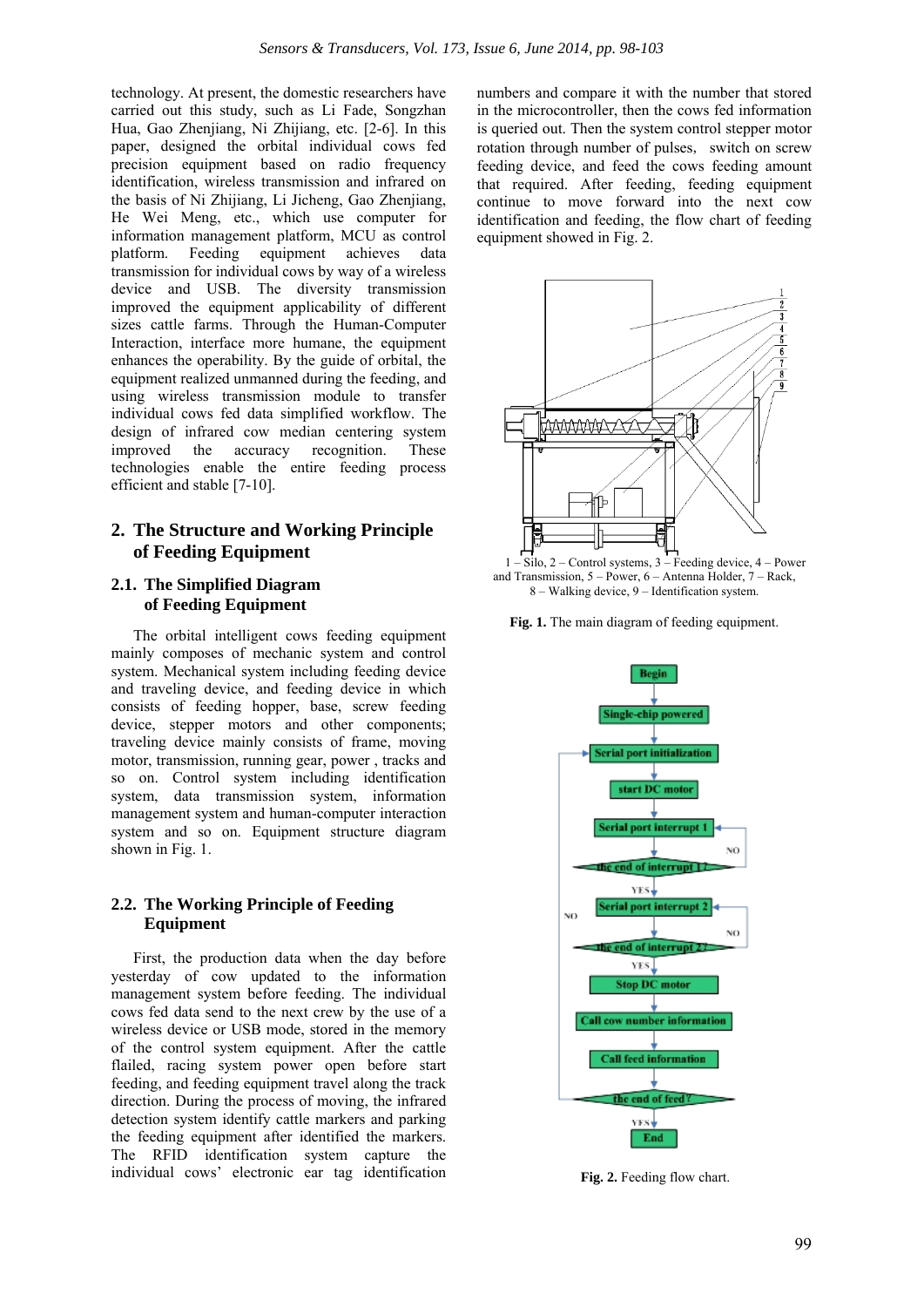technology. At present, the domestic researchers have carried out this study, such as Li Fade, Songzhan Hua, Gao Zhenjiang, Ni Zhijiang, etc. [2-6]. In this paper, designed the orbital individual cows fed precision equipment based on radio frequency identification, wireless transmission and infrared on the basis of Ni Zhijiang, Li Jicheng, Gao Zhenjiang, He Wei Meng, etc., which use computer for information management platform, MCU as control platform. Feeding equipment achieves data transmission for individual cows by way of a wireless device and USB. The diversity transmission improved the equipment applicability of different sizes cattle farms. Through the Human-Computer Interaction, interface more humane, the equipment enhances the operability. By the guide of orbital, the equipment realized unmanned during the feeding, and using wireless transmission module to transfer individual cows fed data simplified workflow. The design of infrared cow median centering system improved the accuracy recognition. These technologies enable the entire feeding process efficient and stable [7-10].

## 2. The Structure and Working Principle of Feeding Equipment

### 2.1. The Simplified Diagram of Feeding Equipment

The orbital intelligent cows feeding equipment mainly composes of mechanic system and control system. Mechanical system including feeding device and traveling device, and feeding device in which consists of feeding hopper, base, screw feeding device, stepper motors and other components; traveling device mainly consists of frame, moving motor, transmission, running gear, power , tracks and so on. Control system including identification system, data transmission system, information management system and human-computer interaction system and so on. Equipment structure diagram shown in Fig. 1.

### 2.2. The Working Principle of Feeding Equipment

First, the production data when the day before yesterday of cow updated to the information management system before feeding. The individual cows fed data send to the next crew by the use of a wireless device or USB mode, stored in the memory of the control system equipment. After the cattle flailed, racing system power open before start feeding, and feeding equipment travel along the track direction. During the process of moving, the infrared detection system identify cattle markers and parking the feeding equipment after identified the markers. The RFID identification system capture the individual cows' electronic ear tag identification numbers and compare it with the number that stored in the microcontroller, then the cows fed information is queried out. Then the system control stepper motor rotation through number of pulses, switch on screw feeding device, and feed the cows feeding amount that required. After feeding, feeding equipment continue to move forward into the next cow identification and feeding, the flow chart of feeding equipment showed in Fig. 2.

1 – Silo, 2 – Control systems, 3 – Feeding device, 4 – Power and Transmission, 5 – Power, 6 – Antenna Holder, 7 – Rack, 8 – Walking device, 9 – Identification system.

**Fig. 1.** The main diagram of feeding equipment.

**Fig. 2.** Feeding flow chart.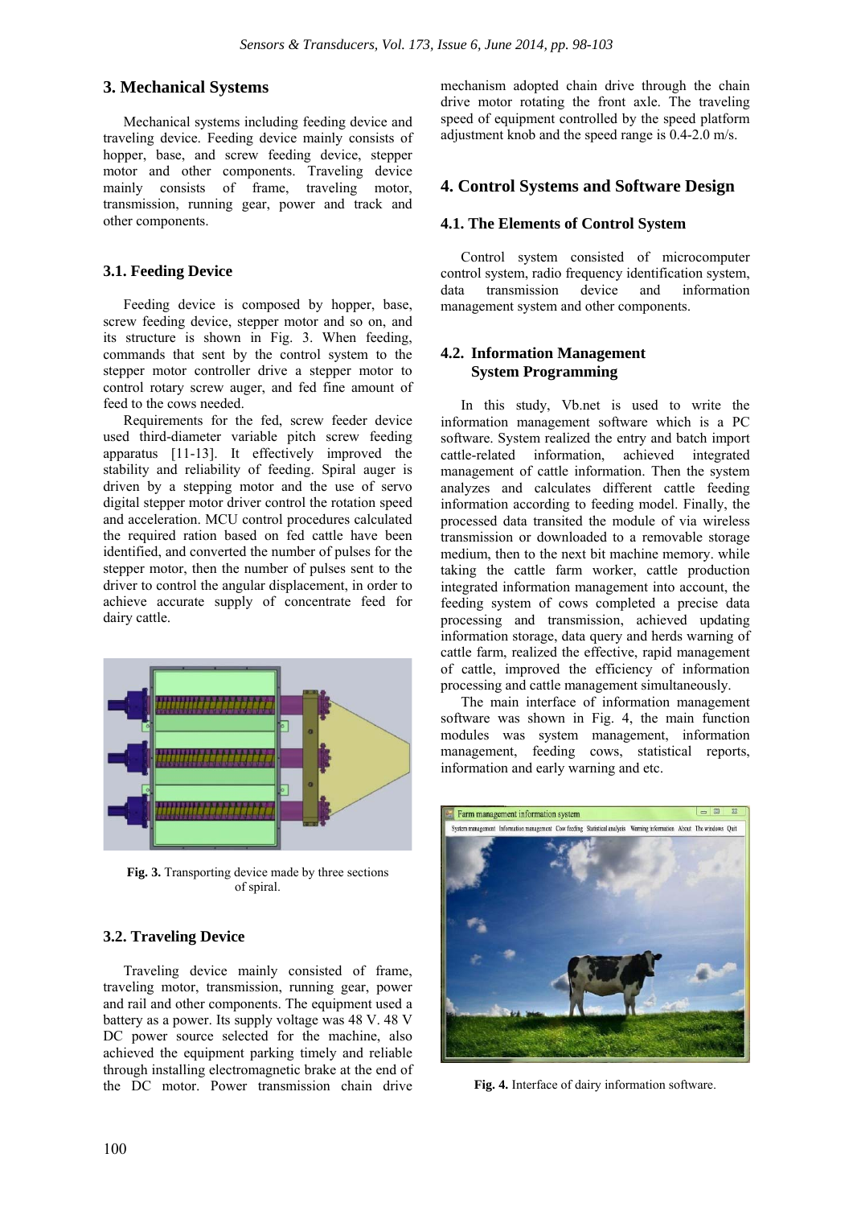## 3. Mechanical Systems

Mechanical systems including feeding device and traveling device. Feeding device mainly consists of hopper, base, and screw feeding device, stepper motor and other components. Traveling device mainly consists of frame, traveling motor, transmission, running gear, power and track and other components.

### 3.1. Feeding Device

Feeding device is composed by hopper, base, screw feeding device, stepper motor and so on, and its structure is shown in Fig. 3. When feeding, commands that sent by the control system to the stepper motor controller drive a stepper motor to control rotary screw auger, and fed fine amount of feed to the cows needed.

Requirements for the fed, screw feeder device used third-diameter variable pitch screw feeding apparatus [11-13]. It effectively improved the stability and reliability of feeding. Spiral auger is driven by a stepping motor and the use of servo digital stepper motor driver control the rotation speed and acceleration. MCU control procedures calculated the required ration based on fed cattle have been identified, and converted the number of pulses for the stepper motor, then the number of pulses sent to the driver to control the angular displacement, in order to achieve accurate supply of concentrate feed for dairy cattle.

**Fig. 3.** Transporting device made by three sections of spiral.

### 3.2. Traveling Device

Traveling device mainly consisted of frame, traveling motor, transmission, running gear, power and rail and other components. The equipment used a battery as a power. Its supply voltage was 48 V. 48 V DC power source selected for the machine, also achieved the equipment parking timely and reliable through installing electromagnetic brake at the end of the DC motor. Power transmission chain drive mechanism adopted chain drive through the chain drive motor rotating the front axle. The traveling speed of equipment controlled by the speed platform adjustment knob and the speed range is 0.4-2.0 m/s.

## 4. Control Systems and Software Design

### 4.1. The Elements of Control System

Control system consisted of microcomputer control system, radio frequency identification system, data transmission device and information management system and other components.

### 4.2. Information Management System Programming

In this study, Vb.net is used to write the information management software which is a PC software. System realized the entry and batch import cattle-related information, achieved integrated management of cattle information. Then the system analyzes and calculates different cattle feeding information according to feeding model. Finally, the processed data transited the module of via wireless transmission or downloaded to a removable storage medium, then to the next bit machine memory. while taking the cattle farm worker, cattle production integrated information management into account, the feeding system of cows completed a precise data processing and transmission, achieved updating information storage, data query and herds warning of cattle farm, realized the effective, rapid management of cattle, improved the efficiency of information processing and cattle management simultaneously.

The main interface of information management software was shown in Fig. 4, the main function modules was system management, information management, feeding cows, statistical reports, information and early warning and etc.

**Fig. 4.** Interface of dairy information software.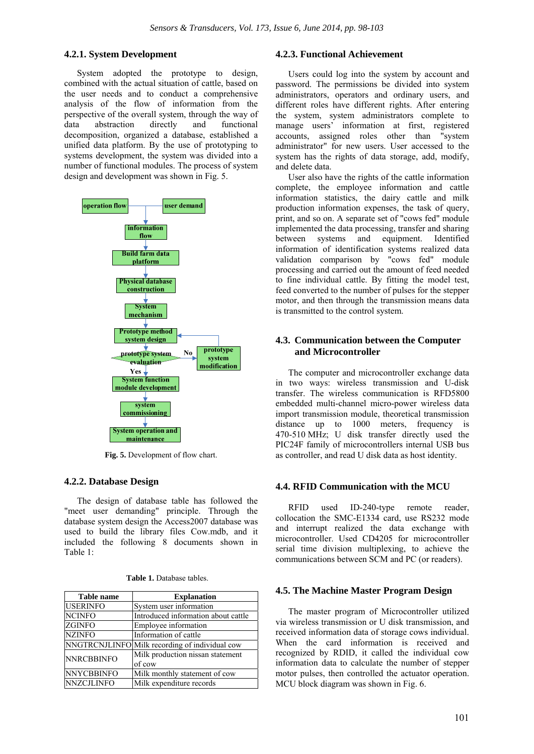### 4.2.1. System Development

System adopted the prototype to design, combined with the actual situation of cattle, based on the user needs and to conduct a comprehensive analysis of the flow of information from the perspective of the overall system, through the way of data abstraction directly and functional decomposition, organized a database, established a unified data platform. By the use of prototyping to systems development, the system was divided into a number of functional modules. The process of system design and development was shown in Fig. 5.

**Fig. 5.** Development of flow chart.

### 4.2.2. Database Design

The design of database table has followed the "meet user demanding" principle. Through the database system design the Access2007 database was used to build the library files Cow.mdb, and it included the following 8 documents shown in Table 1:

**Table 1.** Database tables.

| Table name | Explanation |
|---|---|
| USERINFO | System user information |
| NCINFO | Introduced information about cattle |
| ZGINFO | Employee information |
| NZINFO | Information of cattle |
| NNGTRCNJLINFO | Milk recording of individual cow |
| NNRCBBINFO | Milk production nissan statement of cow |
| NNYCBBINFO | Milk monthly statement of cow |
| NNZCJLINFO | Milk expenditure records |

### 4.2.3. Functional Achievement

Users could log into the system by account and password. The permissions be divided into system administrators, operators and ordinary users, and different roles have different rights. After entering the system, system administrators complete to manage users' information at first, registered accounts, assigned roles other than "system administrator" for new users. User accessed to the system has the rights of data storage, add, modify, and delete data.

User also have the rights of the cattle information complete, the employee information and cattle information statistics, the dairy cattle and milk production information expenses, the task of query, print, and so on. A separate set of "cows fed" module implemented the data processing, transfer and sharing between systems and equipment. Identified information of identification systems realized data validation comparison by "cows fed" module processing and carried out the amount of feed needed to fine individual cattle. By fitting the model test, feed converted to the number of pulses for the stepper motor, and then through the transmission means data is transmitted to the control system.

## 4.3. Communication between the Computer and Microcontroller

The computer and microcontroller exchange data in two ways: wireless transmission and U-disk transfer. The wireless communication is RFD5800 embedded multi-channel micro-power wireless data import transmission module, theoretical transmission distance up to 1000 meters, frequency is 470-510 MHz; U disk transfer directly used the PIC24F family of microcontrollers internal USB bus as controller, and read U disk data as host identity.

## 4.4. RFID Communication with the MCU

RFID used ID-240-type remote reader, collocation the SMC-E1334 card, use RS232 mode and interrupt realized the data exchange with microcontroller. Used CD4205 for microcontroller serial time division multiplexing, to achieve the communications between SCM and PC (or readers).

## 4.5. The Machine Master Program Design

The master program of Microcontroller utilized via wireless transmission or U disk transmission, and received information data of storage cows individual. When the card information is received and recognized by RDID, it called the individual cow information data to calculate the number of stepper motor pulses, then controlled the actuator operation. MCU block diagram was shown in Fig. 6.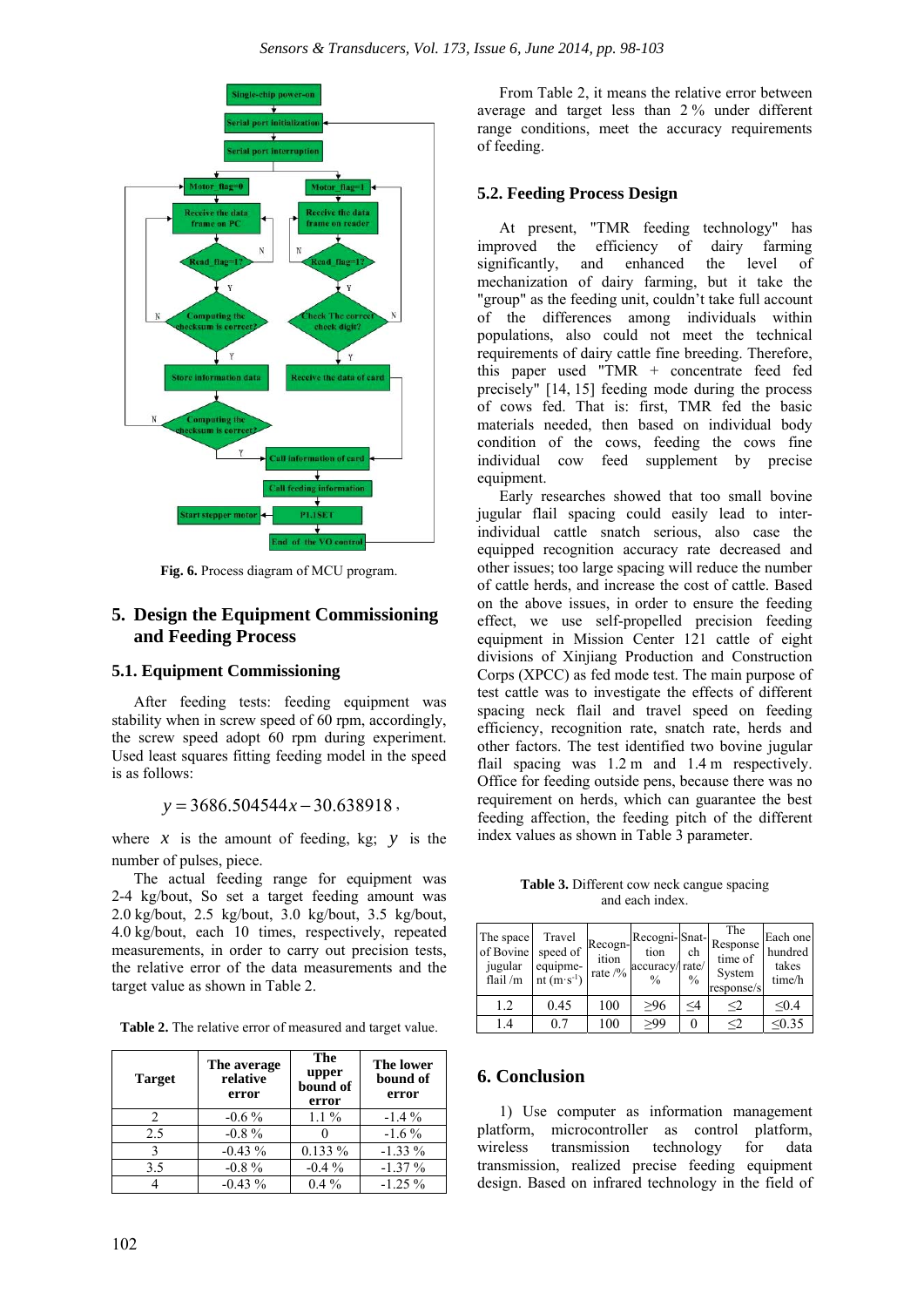Fig. 6. Process diagram of MCU program.

## 5. Design the Equipment Commissioning and Feeding Process

### 5.1. Equipment Commissioning

After feeding tests: feeding equipment was stability when in screw speed of 60 rpm, accordingly, the screw speed adopt 60 rpm during experiment. Used least squares fitting feeding model in the speed is as follows:

$$y = 3686.504544x - 30.638918,$$

where $x$ is the amount of feeding, kg; $y$ is the number of pulses, piece.

The actual feeding range for equipment was 2-4 kg/bout, So set a target feeding amount was 2.0 kg/bout, 2.5 kg/bout, 3.0 kg/bout, 3.5 kg/bout, 4.0 kg/bout, each 10 times, respectively, repeated measurements, in order to carry out precision tests, the relative error of the data measurements and the target value as shown in Table 2.

**Table 2.** The relative error of measured and target value.

| Target | The average relative error | The upper bound of error | The lower bound of error |
|---|---|---|---|
| 2 | -0.6 % | 1.1 % | -1.4 % |
| 2.5 | -0.8 % | 0 | -1.6 % |
| 3 | -0.43 % | 0.133 % | -1.33 % |
| 3.5 | -0.8 % | -0.4 % | -1.37 % |
| 4 | -0.43 % | 0.4 % | -1.25 % |

From Table 2, it means the relative error between average and target less than 2 % under different range conditions, meet the accuracy requirements of feeding.

### 5.2. Feeding Process Design

At present, "TMR feeding technology" has improved the efficiency of dairy farming significantly, and enhanced the level of mechanization of dairy farming, but it take the "group" as the feeding unit, couldn't take full account of the differences among individuals within populations, also could not meet the technical requirements of dairy cattle fine breeding. Therefore, this paper used "TMR + concentrate feed fed precisely" [14, 15] feeding mode during the process of cows fed. That is: first, TMR fed the basic materials needed, then based on individual body condition of the cows, feeding the cows fine individual cow feed supplement by precise equipment.

Early researches showed that too small bovine jugular flail spacing could easily lead to inter-individual cattle snatch serious, also case the equipped recognition accuracy rate decreased and other issues; too large spacing will reduce the number of cattle herds, and increase the cost of cattle. Based on the above issues, in order to ensure the feeding effect, we use self-propelled precision feeding equipment in Mission Center 121 cattle of eight divisions of Xinjiang Production and Construction Corps (XPCC) as fed mode test. The main purpose of test cattle was to investigate the effects of different spacing neck flail and travel speed on feeding efficiency, recognition rate, snatch rate, herds and other factors. The test identified two bovine jugular flail spacing was 1.2 m and 1.4 m respectively. Office for feeding outside pens, because there was no requirement on herds, which can guarantee the best feeding affection, the feeding pitch of the different index values as shown in Table 3 parameter.

**Table 3.** Different cow neck cangue spacing and each index.

| The space of Bovine jugular flail /m | Travel speed of equipment ($m \cdot s^{-1}$) | Recognition rate /% | Recognition accuracy/ % | Snatch rate/ % | The Response time of System response/s | Each one hundred takes time/h |
|---|---|---|---|---|---|---|
| 1.2 | 0.45 | 100 | ≥96 | ≤4 | ≤2 | ≤0.4 |
| 1.4 | 0.7 | 100 | ≥99 | 0 | ≤2 | ≤0.35 |

## 6. Conclusion

1) Use computer as information management platform, microcontroller as control platform, wireless transmission technology for data transmission, realized precise feeding equipment design. Based on infrared technology in the field of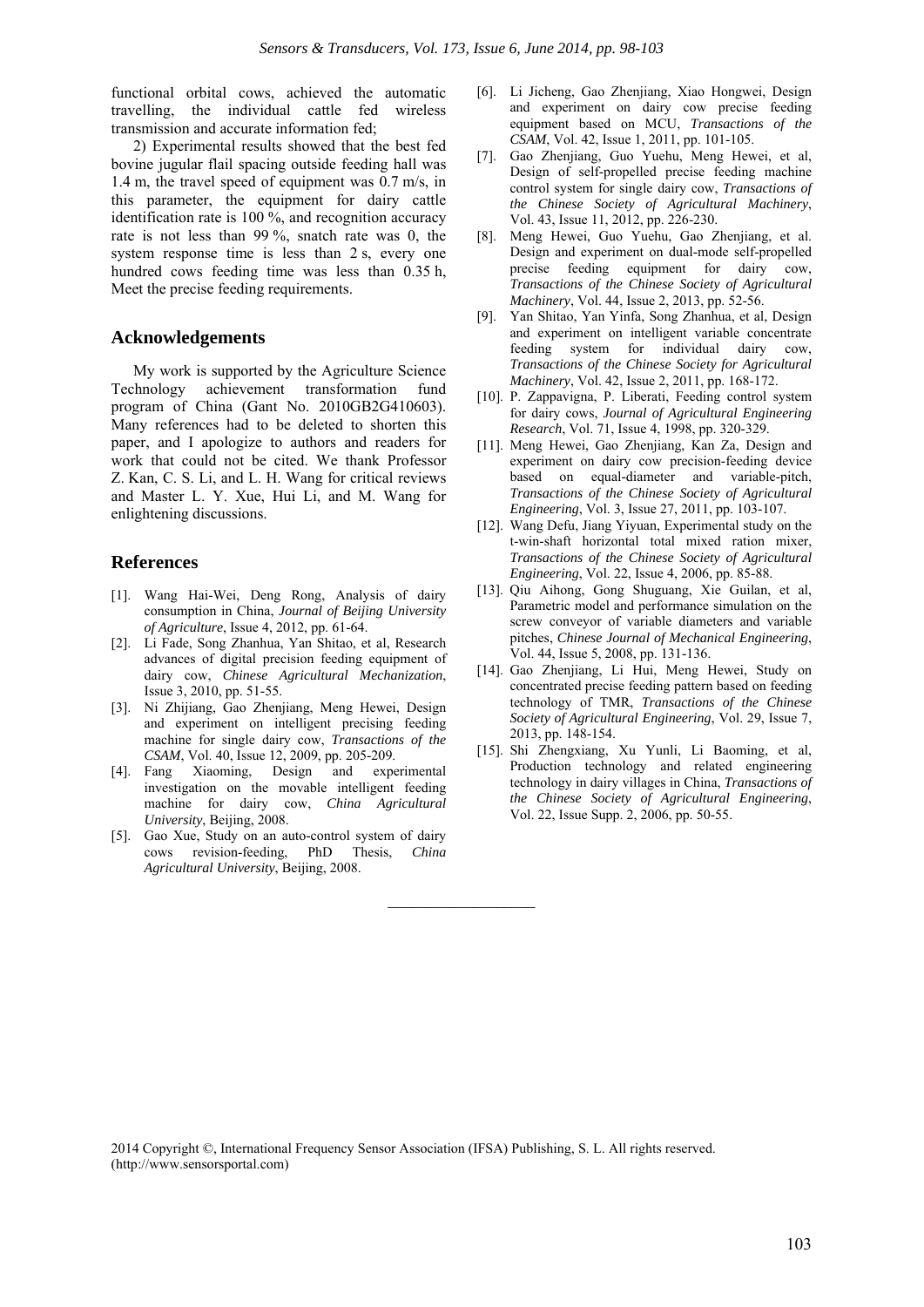functional orbital cows, achieved the automatic travelling, the individual cattle fed wireless transmission and accurate information fed;

2) Experimental results showed that the best fed bovine jugular flail spacing outside feeding hall was 1.4 m, the travel speed of equipment was 0.7 m/s, in this parameter, the equipment for dairy cattle identification rate is 100 %, and recognition accuracy rate is not less than 99 %, snatch rate was 0, the system response time is less than 2 s, every one hundred cows feeding time was less than 0.35 h, Meet the precise feeding requirements.

## Acknowledgements

My work is supported by the Agriculture Science Technology achievement transformation fund program of China (Gant No. 2010GB2G410603). Many references had to be deleted to shorten this paper, and I apologize to authors and readers for work that could not be cited. We thank Professor Z. Kan, C. S. Li, and L. H. Wang for critical reviews and Master L. Y. Xue, Hui Li, and M. Wang for enlightening discussions.

## References

[1]. Wang Hai-Wei, Deng Rong, Analysis of dairy consumption in China, *Journal of Beijing University of Agriculture*, Issue 4, 2012, pp. 61-64.

[2]. Li Fade, Song Zhanhua, Yan Shitao, et al, Research advances of digital precision feeding equipment of dairy cow, *Chinese Agricultural Mechanization*, Issue 3, 2010, pp. 51-55.

[3]. Ni Zhijiang, Gao Zhenjiang, Meng Hewei, Design and experiment on intelligent precising feeding machine for single dairy cow, *Transactions of the CSAM*, Vol. 40, Issue 12, 2009, pp. 205-209.

[4]. Fang Xiaoming, Design and experimental investigation on the movable intelligent feeding machine for dairy cow, *China Agricultural University*, Beijing, 2008.

[5]. Gao Xue, Study on an auto-control system of dairy cows revision-feeding, PhD Thesis, *China Agricultural University*, Beijing, 2008.

[6]. Li Jicheng, Gao Zhenjiang, Xiao Hongwei, Design and experiment on dairy cow precise feeding equipment based on MCU, *Transactions of the CSAM*, Vol. 42, Issue 1, 2011, pp. 101-105.

[7]. Gao Zhenjiang, Guo Yuehu, Meng Hewei, et al, Design of self-propelled precise feeding machine control system for single dairy cow, *Transactions of the Chinese Society of Agricultural Machinery*, Vol. 43, Issue 11, 2012, pp. 226-230.

[8]. Meng Hewei, Guo Yuehu, Gao Zhenjiang, et al. Design and experiment on dual-mode self-propelled precise feeding equipment for dairy cow, *Transactions of the Chinese Society of Agricultural Machinery*, Vol. 44, Issue 2, 2013, pp. 52-56.

[9]. Yan Shitao, Yan Yinfa, Song Zhanhua, et al, Design and experiment on intelligent variable concentrate feeding system for individual dairy cow, *Transactions of the Chinese Society for Agricultural Machinery*, Vol. 42, Issue 2, 2011, pp. 168-172.

[10]. P. Zappavigna, P. Liberati, Feeding control system for dairy cows, *Journal of Agricultural Engineering Research*, Vol. 71, Issue 4, 1998, pp. 320-329.

[11]. Meng Hewei, Gao Zhenjiang, Kan Za, Design and experiment on dairy cow precision-feeding device based on equal-diameter and variable-pitch, *Transactions of the Chinese Society of Agricultural Engineering*, Vol. 3, Issue 27, 2011, pp. 103-107.

[12]. Wang Defu, Jiang Yiyuan, Experimental study on the t-win-shaft horizontal total mixed ration mixer, *Transactions of the Chinese Society of Agricultural Engineering*, Vol. 22, Issue 4, 2006, pp. 85-88.

[13]. Qiu Aihong, Gong Shuguang, Xie Guilan, et al, Parametric model and performance simulation on the screw conveyor of variable diameters and variable pitches, *Chinese Journal of Mechanical Engineering*, Vol. 44, Issue 5, 2008, pp. 131-136.

[14]. Gao Zhenjiang, Li Hui, Meng Hewei, Study on concentrated precise feeding pattern based on feeding technology of TMR, *Transactions of the Chinese Society of Agricultural Engineering*, Vol. 29, Issue 7, 2013, pp. 148-154.

[15]. Shi Zhengxiang, Xu Yunli, Li Baoming, et al, Production technology and related engineering technology in dairy villages in China, *Transactions of the Chinese Society of Agricultural Engineering*, Vol. 22, Issue Supp. 2, 2006, pp. 50-55.

2014 Copyright ©, International Frequency Sensor Association (IFSA) Publishing, S. L. All rights reserved. (http://www.sensorsportal.com)